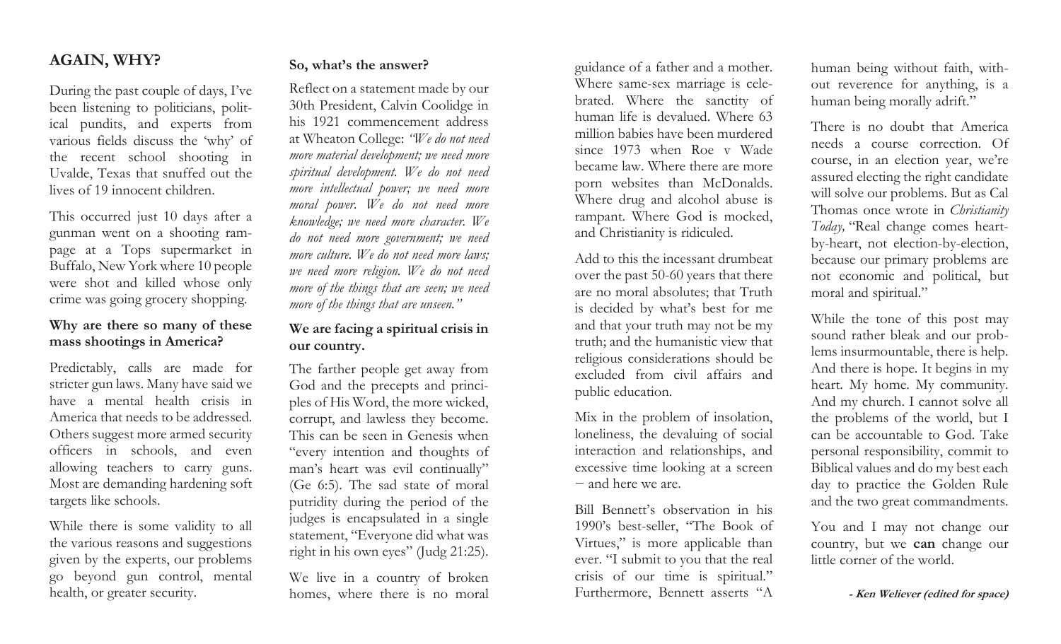## AGAIN, WHY?

During the past couple of days, I've been listening to politicians, political pundits, and experts from various fields discuss the 'why' of the recent school shooting in Uvalde, Texas that snuffed out the lives of 19 innocent children.

This occurred just 10 days after a gunman went on a shooting rampage at a Tops supermarket in Buffalo, New York where 10 people were shot and killed whose only crime was going grocery shopping.

**Why are there so many of these mass shootings in America?**

Predictably, calls are made for stricter gun laws. Many have said we have a mental health crisis in America that needs to be addressed. Others suggest more armed security officers in schools, and even allowing teachers to carry guns. Most are demanding hardening soft targets like schools.

While there is some validity to all the various reasons and suggestions given by the experts, our problems go beyond gun control, mental health, or greater security.

**So, what's the answer?**

Reflect on a statement made by our 30th President, Calvin Coolidge in his 1921 commencement address at Wheaton College: *"We do not need more material development; we need more spiritual development. We do not need more intellectual power; we need more moral power. We do not need more knowledge; we need more character. We do not need more government; we need more culture. We do not need more laws; we need more religion. We do not need more of the things that are seen; we need more of the things that are unseen."*

**We are facing a spiritual crisis in our country.**

The farther people get away from God and the precepts and principles of His Word, the more wicked, corrupt, and lawless they become. This can be seen in Genesis when "every intention and thoughts of man's heart was evil continually" (Ge 6:5). The sad state of moral putridity during the period of the judges is encapsulated in a single statement, "Everyone did what was right in his own eyes" (Judg 21:25).

We live in a country of broken homes, where there is no moral guidance of a father and a mother. Where same-sex marriage is celebrated. Where the sanctity of human life is devalued. Where 63 million babies have been murdered since 1973 when Roe v Wade became law. Where there are more porn websites than McDonalds. Where drug and alcohol abuse is rampant. Where God is mocked, and Christianity is ridiculed.

Add to this the incessant drumbeat over the past 50-60 years that there are no moral absolutes; that Truth is decided by what's best for me and that your truth may not be my truth; and the humanistic view that religious considerations should be excluded from civil affairs and public education.

Mix in the problem of insolation, loneliness, the devaluing of social interaction and relationships, and excessive time looking at a screen − and here we are.

Bill Bennett's observation in his 1990's best-seller, "The Book of Virtues," is more applicable than ever. "I submit to you that the real crisis of our time is spiritual." Furthermore, Bennett asserts "A human being without faith, without reverence for anything, is a human being morally adrift."

There is no doubt that America needs a course correction. Of course, in an election year, we're assured electing the right candidate will solve our problems. But as Cal Thomas once wrote in *Christianity Today,* "Real change comes heart-by-heart, not election-by-election, because our primary problems are not economic and political, but moral and spiritual."

While the tone of this post may sound rather bleak and our problems insurmountable, there is help. And there is hope. It begins in my heart. My home. My community. And my church. I cannot solve all the problems of the world, but I can be accountable to God. Take personal responsibility, commit to Biblical values and do my best each day to practice the Golden Rule and the two great commandments.

You and I may not change our country, but we **can** change our little corner of the world.

***- Ken Weliever (edited for space)***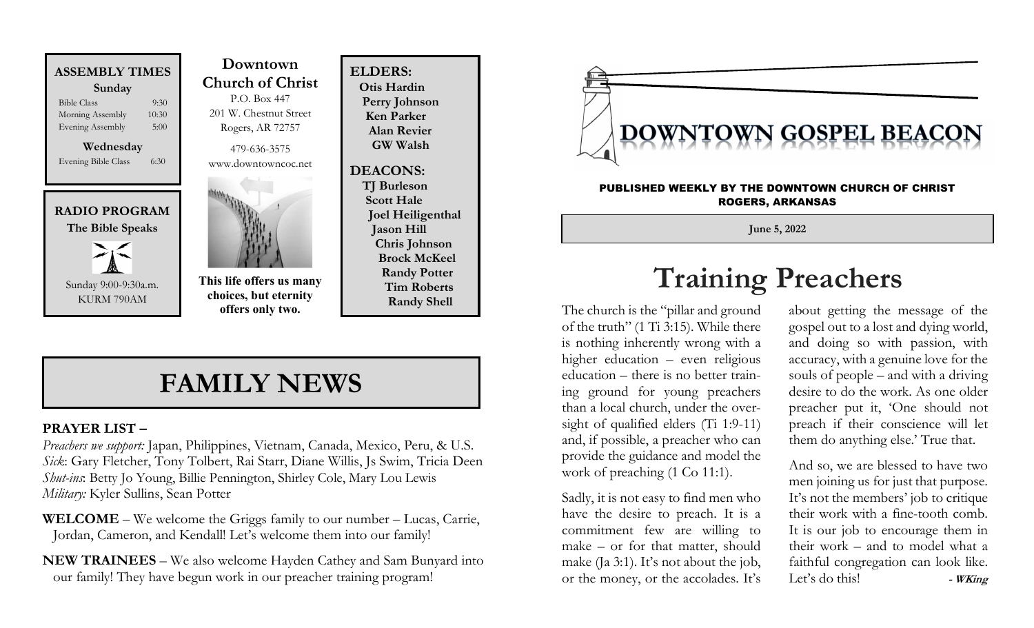## ASSEMBLY TIMES

**Sunday**

| | |
|---|---|
| Bible Class | 9:30 |
| Morning Assembly | 10:30 |
| Evening Assembly | 5:00 |

**Wednesday**

| | |
|---|---|
| Evening Bible Class | 6:30 |

## RADIO PROGRAM

**The Bible Speaks**

Sunday 9:00-9:30a.m.
KURM 790AM

## Downtown Church of Christ

P.O. Box 447
201 W. Chestnut Street
Rogers, AR 72757

479-636-3575
www.downtowncoc.net

**This life offers us many choices, but eternity offers only two.**

**ELDERS:**
**Otis Hardin**
**Perry Johnson**
**Ken Parker**
**Alan Revier**
**GW Walsh**

**DEACONS:**
**TJ Burleson**
**Scott Hale**
**Joel Heiligenthal**
**Jason Hill**
**Chris Johnson**
**Brock McKeel**
**Randy Potter**
**Tim Roberts**
**Randy Shell**

# FAMILY NEWS

**PRAYER LIST –**
*Preachers we support:* Japan, Philippines, Vietnam, Canada, Mexico, Peru, & U.S.
*Sick*: Gary Fletcher, Tony Tolbert, Rai Starr, Diane Willis, Js Swim, Tricia Deen
*Shut-ins*: Betty Jo Young, Billie Pennington, Shirley Cole, Mary Lou Lewis
*Military:* Kyler Sullins, Sean Potter

**WELCOME** – We welcome the Griggs family to our number – Lucas, Carrie, Jordan, Cameron, and Kendall! Let's welcome them into our family!

**NEW TRAINEES** – We also welcome Hayden Cathey and Sam Bunyard into our family! They have begun work in our preacher training program!

# DOWNTOWN GOSPEL BEACON

PUBLISHED WEEKLY BY THE DOWNTOWN CHURCH OF CHRIST
ROGERS, ARKANSAS

**June 5, 2022**

# Training Preachers

The church is the "pillar and ground of the truth" (1 Ti 3:15). While there is nothing inherently wrong with a higher education – even religious education – there is no better training ground for young preachers than a local church, under the oversight of qualified elders (Ti 1:9-11) and, if possible, a preacher who can provide the guidance and model the work of preaching (1 Co 11:1).

Sadly, it is not easy to find men who have the desire to preach. It is a commitment few are willing to make – or for that matter, should make (Ja 3:1). It's not about the job, or the money, or the accolades. It's about getting the message of the gospel out to a lost and dying world, and doing so with passion, with accuracy, with a genuine love for the souls of people – and with a driving desire to do the work. As one older preacher put it, 'One should not preach if their conscience will let them do anything else.' True that.

And so, we are blessed to have two men joining us for just that purpose. It's not the members' job to critique their work with a fine-tooth comb. It is our job to encourage them in their work – and to model what a faithful congregation can look like. Let's do this! ***- WKing***